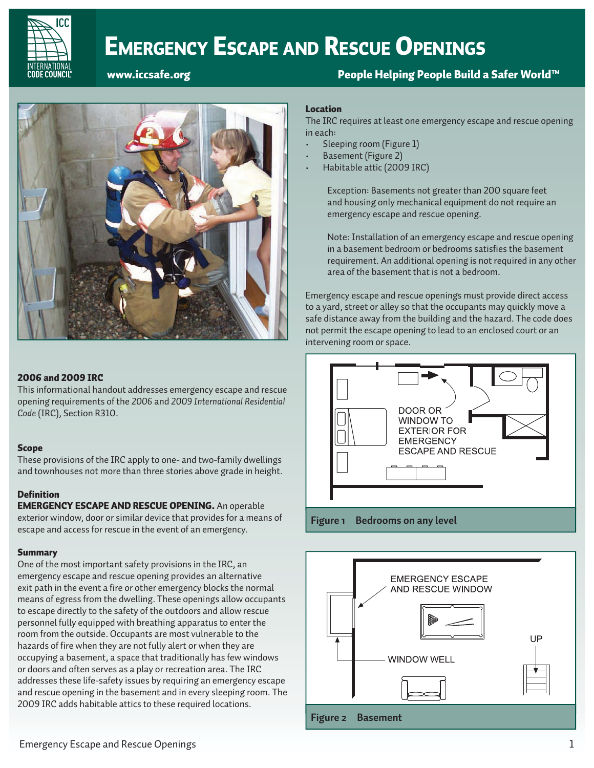# Emergency Escape and Rescue Openings

www.iccsafe.org

People Helping People Build a Safer World™

## 2006 and 2009 IRC

This informational handout addresses emergency escape and rescue opening requirements of the 2006 and 2009 *International Residential Code* (IRC), Section R310.

## Scope

These provisions of the IRC apply to one- and two-family dwellings and townhouses not more than three stories above grade in height.

## Definition

**EMERGENCY ESCAPE AND RESCUE OPENING.** An operable exterior window, door or similar device that provides for a means of escape and access for rescue in the event of an emergency.

## Summary

One of the most important safety provisions in the IRC, an emergency escape and rescue opening provides an alternative exit path in the event a fire or other emergency blocks the normal means of egress from the dwelling. These openings allow occupants to escape directly to the safety of the outdoors and allow rescue personnel fully equipped with breathing apparatus to enter the room from the outside. Occupants are most vulnerable to the hazards of fire when they are not fully alert or when they are occupying a basement, a space that traditionally has few windows or doors and often serves as a play or recreation area. The IRC addresses these life-safety issues by requiring an emergency escape and rescue opening in the basement and in every sleeping room. The 2009 IRC adds habitable attics to these required locations.

## Location

The IRC requires at least one emergency escape and rescue opening in each:

- Sleeping room (Figure 1)
- Basement (Figure 2)
- Habitable attic (2009 IRC)

Exception: Basements not greater than 200 square feet and housing only mechanical equipment do not require an emergency escape and rescue opening.

Note: Installation of an emergency escape and rescue opening in a basement bedroom or bedrooms satisfies the basement requirement. An additional opening is not required in any other area of the basement that is not a bedroom.

Emergency escape and rescue openings must provide direct access to a yard, street or alley so that the occupants may quickly move a safe distance away from the building and the hazard. The code does not permit the escape opening to lead to an enclosed court or an intervening room or space.

DOOR OR WINDOW TO EXTERIOR FOR EMERGENCY ESCAPE AND RESCUE

**Figure 1 Bedrooms on any level**

EMERGENCY ESCAPE AND RESCUE WINDOW

WINDOW WELL

UP

**Figure 2 Basement**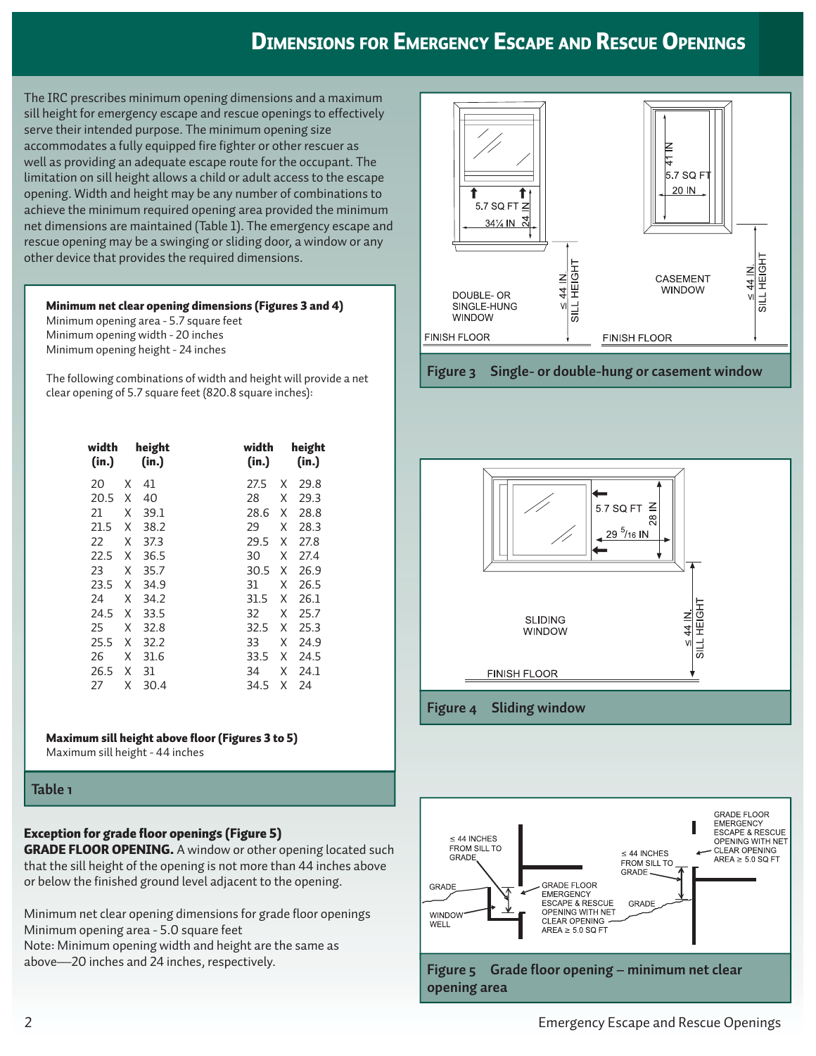# Dimensions for Emergency Escape and Rescue Openings

The IRC prescribes minimum opening dimensions and a maximum sill height for emergency escape and rescue openings to effectively serve their intended purpose. The minimum opening size accommodates a fully equipped fire fighter or other rescuer as well as providing an adequate escape route for the occupant. The limitation on sill height allows a child or adult access to the escape opening. Width and height may be any number of combinations to achieve the minimum required opening area provided the minimum net dimensions are maintained (Table 1). The emergency escape and rescue opening may be a swinging or sliding door, a window or any other device that provides the required dimensions.

**Minimum net clear opening dimensions (Figures 3 and 4)**
Minimum opening area - 5.7 square feet
Minimum opening width - 20 inches
Minimum opening height - 24 inches

The following combinations of width and height will provide a net clear opening of 5.7 square feet (820.8 square inches):

| width (in.) | | height (in.) | width (in.) | | height (in.) |
|---|---|---|---|---|---|
| 20 | X | 41 | 27.5 | X | 29.8 |
| 20.5 | X | 40 | 28 | X | 29.3 |
| 21 | X | 39.1 | 28.6 | X | 28.8 |
| 21.5 | X | 38.2 | 29 | X | 28.3 |
| 22 | X | 37.3 | 29.5 | X | 27.8 |
| 22.5 | X | 36.5 | 30 | X | 27.4 |
| 23 | X | 35.7 | 30.5 | X | 26.9 |
| 23.5 | X | 34.9 | 31 | X | 26.5 |
| 24 | X | 34.2 | 31.5 | X | 26.1 |
| 24.5 | X | 33.5 | 32 | X | 25.7 |
| 25 | X | 32.8 | 32.5 | X | 25.3 |
| 25.5 | X | 32.2 | 33 | X | 24.9 |
| 26 | X | 31.6 | 33.5 | X | 24.5 |
| 26.5 | X | 31 | 34 | X | 24.1 |
| 27 | X | 30.4 | 34.5 | X | 24 |

**Maximum sill height above floor (Figures 3 to 5)**
Maximum sill height - 44 inches

**Table 1**

**Figure 3** Single- or double-hung or casement window

**Figure 4** Sliding window

### Exception for grade floor openings (Figure 5)

**GRADE FLOOR OPENING.** A window or other opening located such that the sill height of the opening is not more than 44 inches above or below the finished ground level adjacent to the opening.

Minimum net clear opening dimensions for grade floor openings
Minimum opening area - 5.0 square feet
Note: Minimum opening width and height are the same as above—20 inches and 24 inches, respectively.

**Figure 5** Grade floor opening – minimum net clear opening area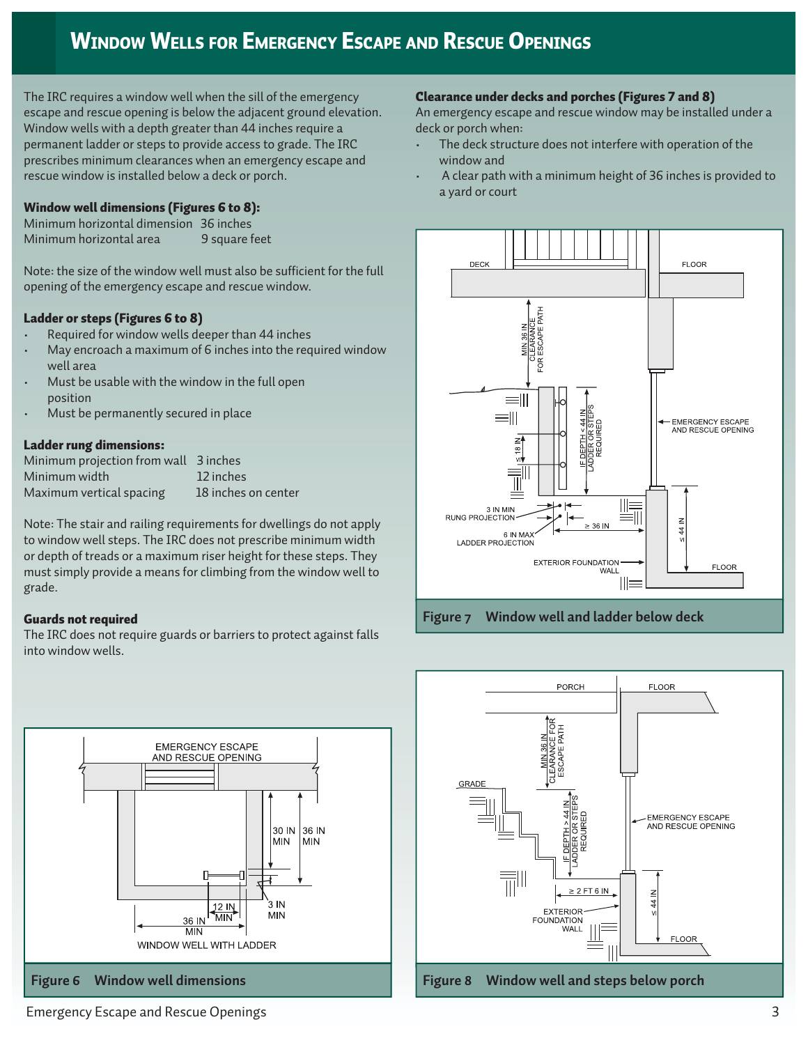# Window Wells for Emergency Escape and Rescue Openings

The IRC requires a window well when the sill of the emergency escape and rescue opening is below the adjacent ground elevation. Window wells with a depth greater than 44 inches require a permanent ladder or steps to provide access to grade. The IRC prescribes minimum clearances when an emergency escape and rescue window is installed below a deck or porch.

**Window well dimensions (Figures 6 to 8):**

| | |
|---|---|
| Minimum horizontal dimension | 36 inches |
| Minimum horizontal area | 9 square feet |

Note: the size of the window well must also be sufficient for the full opening of the emergency escape and rescue window.

**Ladder or steps (Figures 6 to 8)**

- Required for window wells deeper than 44 inches
- May encroach a maximum of 6 inches into the required window well area
- Must be usable with the window in the full open position
- Must be permanently secured in place

**Ladder rung dimensions:**

| | |
|---|---|
| Minimum projection from wall | 3 inches |
| Minimum width | 12 inches |
| Maximum vertical spacing | 18 inches on center |

Note: The stair and railing requirements for dwellings do not apply to window well steps. The IRC does not prescribe minimum width or depth of treads or a maximum riser height for these steps. They must simply provide a means for climbing from the window well to grade.

**Guards not required**

The IRC does not require guards or barriers to protect against falls into window wells.

Figure 6 Window well dimensions

**Clearance under decks and porches (Figures 7 and 8)**

An emergency escape and rescue window may be installed under a deck or porch when:

- The deck structure does not interfere with operation of the window and
- A clear path with a minimum height of 36 inches is provided to a yard or court

Figure 7 Window well and ladder below deck

Figure 8 Window well and steps below porch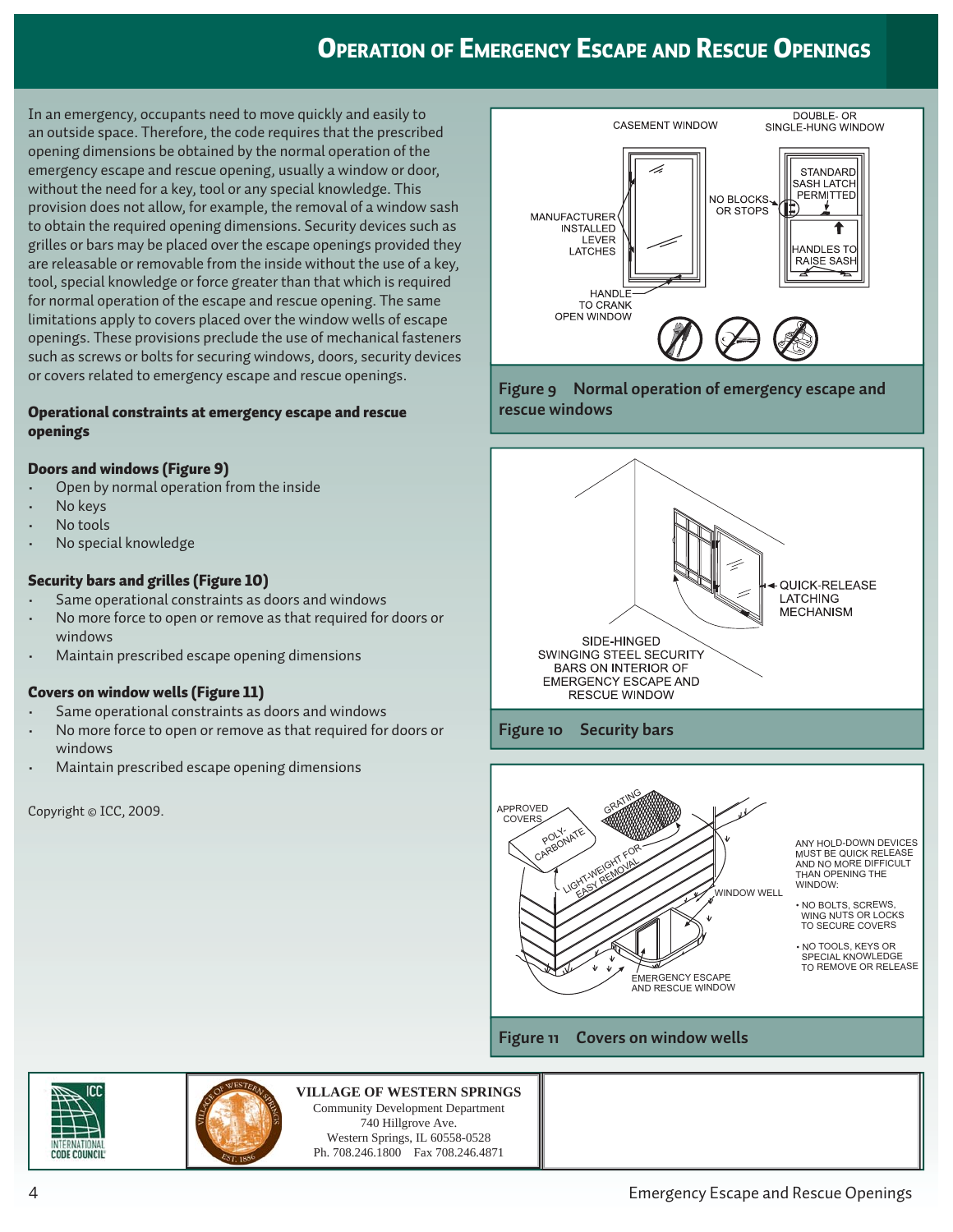# Operation of Emergency Escape and Rescue Openings

In an emergency, occupants need to move quickly and easily to an outside space. Therefore, the code requires that the prescribed opening dimensions be obtained by the normal operation of the emergency escape and rescue opening, usually a window or door, without the need for a key, tool or any special knowledge. This provision does not allow, for example, the removal of a window sash to obtain the required opening dimensions. Security devices such as grilles or bars may be placed over the escape openings provided they are releasable or removable from the inside without the use of a key, tool, special knowledge or force greater than that which is required for normal operation of the escape and rescue opening. The same limitations apply to covers placed over the window wells of escape openings. These provisions preclude the use of mechanical fasteners such as screws or bolts for securing windows, doors, security devices or covers related to emergency escape and rescue openings.

## Operational constraints at emergency escape and rescue openings

### Doors and windows (Figure 9)

- Open by normal operation from the inside
- No keys
- No tools
- No special knowledge

### Security bars and grilles (Figure 10)

- Same operational constraints as doors and windows
- No more force to open or remove as that required for doors or windows
- Maintain prescribed escape opening dimensions

### Covers on window wells (Figure 11)

- Same operational constraints as doors and windows
- No more force to open or remove as that required for doors or windows
- Maintain prescribed escape opening dimensions

Copyright © ICC, 2009.

CASEMENT WINDOW
DOUBLE- OR SINGLE-HUNG WINDOW
MANUFACTURER INSTALLED LEVER LATCHES
NO BLOCKS OR STOPS
STANDARD SASH LATCH PERMITTED
HANDLES TO RAISE SASH
HANDLE TO CRANK OPEN WINDOW

**Figure 9** Normal operation of emergency escape and rescue windows

QUICK-RELEASE LATCHING MECHANISM
SIDE-HINGED SWINGING STEEL SECURITY BARS ON INTERIOR OF EMERGENCY ESCAPE AND RESCUE WINDOW

**Figure 10** Security bars

APPROVED COVERS
POLY-CARBONATE
GRATING
LIGHT-WEIGHT FOR EASY REMOVAL
WINDOW WELL
EMERGENCY ESCAPE AND RESCUE WINDOW
ANY HOLD-DOWN DEVICES MUST BE QUICK RELEASE AND NO MORE DIFFICULT THAN OPENING THE WINDOW:
• NO BOLTS, SCREWS, WING NUTS OR LOCKS TO SECURE COVERS
• NO TOOLS, KEYS OR SPECIAL KNOWLEDGE TO REMOVE OR RELEASE

**Figure 11** Covers on window wells

INTERNATIONAL CODE COUNCIL

**VILLAGE OF WESTERN SPRINGS**
Community Development Department
740 Hillgrove Ave.
Western Springs, IL 60558-0528
Ph. 708.246.1800 Fax 708.246.4871